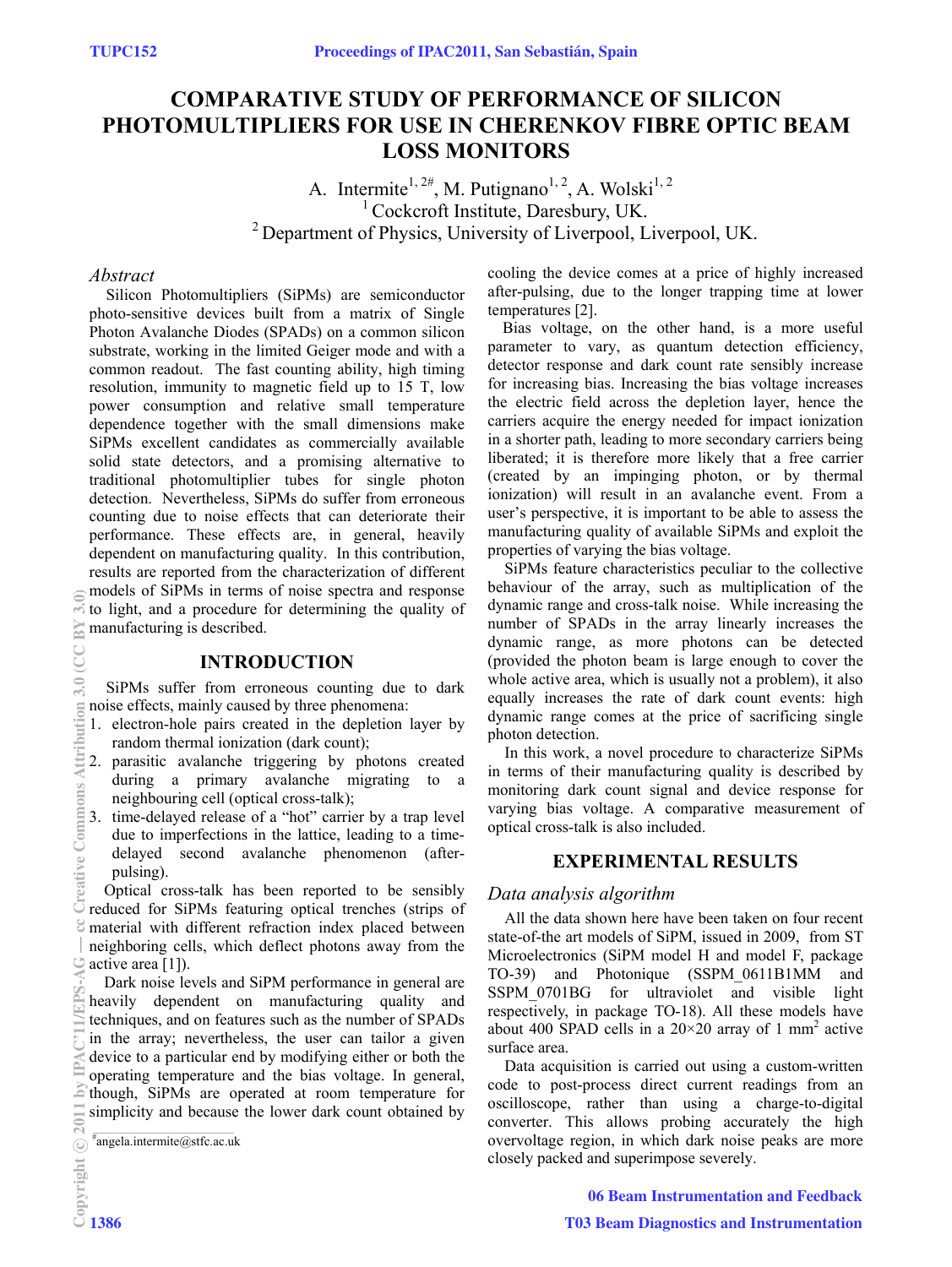# COMPARATIVE STUDY OF PERFORMANCE OF SILICON PHOTOMULTIPLIERS FOR USE IN CHERENKOV FIBRE OPTIC BEAM LOSS MONITORS

A. Intermite[1, 2#], M. Putignano[1, 2], A. Wolski[1, 2]

[1] Cockcroft Institute, Daresbury, UK.

[2] Department of Physics, University of Liverpool, Liverpool, UK.

## *Abstract*

Silicon Photomultipliers (SiPMs) are semiconductor photo-sensitive devices built from a matrix of Single Photon Avalanche Diodes (SPADs) on a common silicon substrate, working in the limited Geiger mode and with a common readout. The fast counting ability, high timing resolution, immunity to magnetic field up to 15 T, low power consumption and relative small temperature dependence together with the small dimensions make SiPMs excellent candidates as commercially available solid state detectors, and a promising alternative to traditional photomultiplier tubes for single photon detection. Nevertheless, SiPMs do suffer from erroneous counting due to noise effects that can deteriorate their performance. These effects are, in general, heavily dependent on manufacturing quality. In this contribution, results are reported from the characterization of different models of SiPMs in terms of noise spectra and response to light, and a procedure for determining the quality of manufacturing is described.

## INTRODUCTION

SiPMs suffer from erroneous counting due to dark noise effects, mainly caused by three phenomena:

1. electron-hole pairs created in the depletion layer by random thermal ionization (dark count);
2. parasitic avalanche triggering by photons created during a primary avalanche migrating to a neighbouring cell (optical cross-talk);
3. time-delayed release of a "hot" carrier by a trap level due to imperfections in the lattice, leading to a time-delayed second avalanche phenomenon (after-pulsing).

Optical cross-talk has been reported to be sensibly reduced for SiPMs featuring optical trenches (strips of material with different refraction index placed between neighboring cells, which deflect photons away from the active area [1]).

Dark noise levels and SiPM performance in general are heavily dependent on manufacturing quality and techniques, and on features such as the number of SPADs in the array; nevertheless, the user can tailor a given device to a particular end by modifying either or both the operating temperature and the bias voltage. In general, though, SiPMs are operated at room temperature for simplicity and because the lower dark count obtained by cooling the device comes at a price of highly increased after-pulsing, due to the longer trapping time at lower temperatures [2].

Bias voltage, on the other hand, is a more useful parameter to vary, as quantum detection efficiency, detector response and dark count rate sensibly increase for increasing bias. Increasing the bias voltage increases the electric field across the depletion layer, hence the carriers acquire the energy needed for impact ionization in a shorter path, leading to more secondary carriers being liberated; it is therefore more likely that a free carrier (created by an impinging photon, or by thermal ionization) will result in an avalanche event. From a user's perspective, it is important to be able to assess the manufacturing quality of available SiPMs and exploit the properties of varying the bias voltage.

SiPMs feature characteristics peculiar to the collective behaviour of the array, such as multiplication of the dynamic range and cross-talk noise. While increasing the number of SPADs in the array linearly increases the dynamic range, as more photons can be detected (provided the photon beam is large enough to cover the whole active area, which is usually not a problem), it also equally increases the rate of dark count events: high dynamic range comes at the price of sacrificing single photon detection.

In this work, a novel procedure to characterize SiPMs in terms of their manufacturing quality is described by monitoring dark count signal and device response for varying bias voltage. A comparative measurement of optical cross-talk is also included.

## EXPERIMENTAL RESULTS

### *Data analysis algorithm*

All the data shown here have been taken on four recent state-of-the art models of SiPM, issued in 2009, from ST Microelectronics (SiPM model H and model F, package TO-39) and Photonique (SSPM_0611B1MM and SSPM_0701BG for ultraviolet and visible light respectively, in package TO-18). All these models have about 400 SPAD cells in a 20×20 array of 1 mm$^2$ active surface area.

Data acquisition is carried out using a custom-written code to post-process direct current readings from an oscilloscope, rather than using a charge-to-digital converter. This allows probing accurately the high overvoltage region, in which dark noise peaks are more closely packed and superimpose severely.

[#] angela.intermite@stfc.ac.uk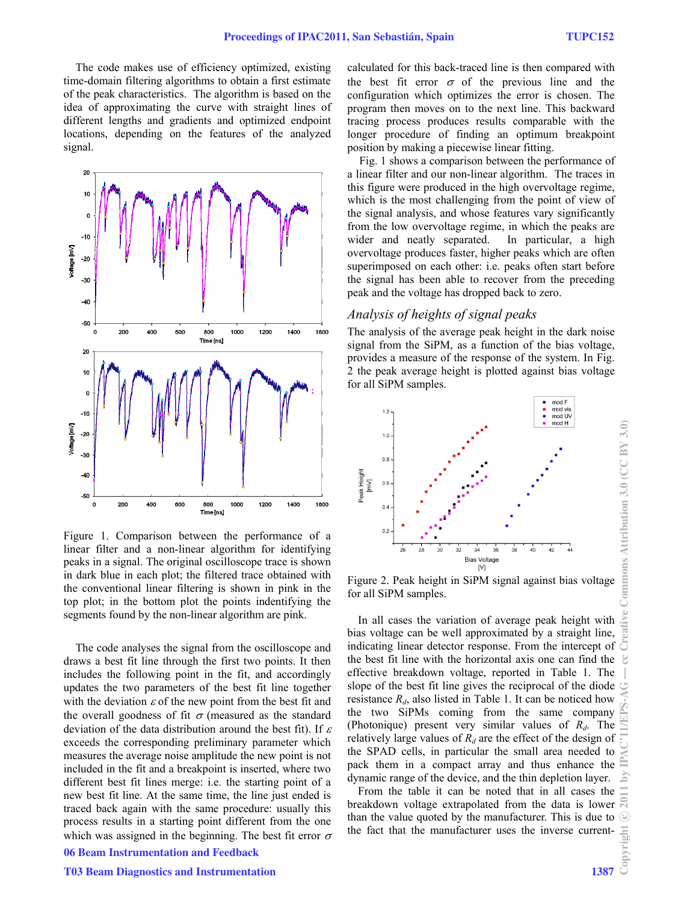The code makes use of efficiency optimized, existing time-domain filtering algorithms to obtain a first estimate of the peak characteristics. The algorithm is based on the idea of approximating the curve with straight lines of different lengths and gradients and optimized endpoint locations, depending on the features of the analyzed signal.

Figure 1. Comparison between the performance of a linear filter and a non-linear algorithm for identifying peaks in a signal. The original oscilloscope trace is shown in dark blue in each plot; the filtered trace obtained with the conventional linear filtering is shown in pink in the top plot; in the bottom plot the points indentifying the segments found by the non-linear algorithm are pink.

The code analyses the signal from the oscilloscope and draws a best fit line through the first two points. It then includes the following point in the fit, and accordingly updates the two parameters of the best fit line together with the deviation $\varepsilon$ of the new point from the best fit and the overall goodness of fit $\sigma$ (measured as the standard deviation of the data distribution around the best fit). If $\varepsilon$ exceeds the corresponding preliminary parameter which measures the average noise amplitude the new point is not included in the fit and a breakpoint is inserted, where two different best fit lines merge: i.e. the starting point of a new best fit line. At the same time, the line just ended is traced back again with the same procedure: usually this process results in a starting point different from the one which was assigned in the beginning. The best fit error $\sigma$ calculated for this back-traced line is then compared with the best fit error $\sigma$ of the previous line and the configuration which optimizes the error is chosen. The program then moves on to the next line. This backward tracing process produces results comparable with the longer procedure of finding an optimum breakpoint position by making a piecewise linear fitting.

Fig. 1 shows a comparison between the performance of a linear filter and our non-linear algorithm. The traces in this figure were produced in the high overvoltage regime, which is the most challenging from the point of view of the signal analysis, and whose features vary significantly from the low overvoltage regime, in which the peaks are wider and neatly separated. In particular, a high overvoltage produces faster, higher peaks which are often superimposed on each other: i.e. peaks often start before the signal has been able to recover from the preceding peak and the voltage has dropped back to zero.

## *Analysis of heights of signal peaks*

The analysis of the average peak height in the dark noise signal from the SiPM, as a function of the bias voltage, provides a measure of the response of the system. In Fig. 2 the peak average height is plotted against bias voltage for all SiPM samples.

Figure 2. Peak height in SiPM signal against bias voltage for all SiPM samples.

In all cases the variation of average peak height with bias voltage can be well approximated by a straight line, indicating linear detector response. From the intercept of the best fit line with the horizontal axis one can find the effective breakdown voltage, reported in Table 1. The slope of the best fit line gives the reciprocal of the diode resistance $R_d$, also listed in Table 1. It can be noticed how the two SiPMs coming from the same company (Photonique) present very similar values of $R_d$. The relatively large values of $R_d$ are the effect of the design of the SPAD cells, in particular the small area needed to pack them in a compact array and thus enhance the dynamic range of the device, and the thin depletion layer.

From the table it can be noted that in all cases the breakdown voltage extrapolated from the data is lower than the value quoted by the manufacturer. This is due to the fact that the manufacturer uses the inverse current-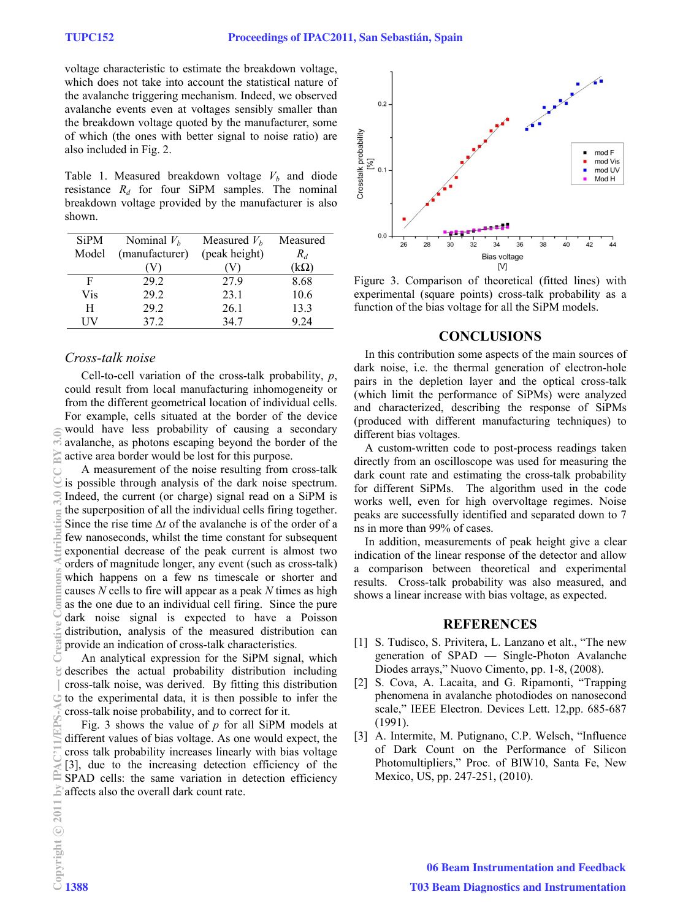voltage characteristic to estimate the breakdown voltage, which does not take into account the statistical nature of the avalanche triggering mechanism. Indeed, we observed avalanche events even at voltages sensibly smaller than the breakdown voltage quoted by the manufacturer, some of which (the ones with better signal to noise ratio) are also included in Fig. 2.

Table 1. Measured breakdown voltage $V_b$ and diode resistance $R_d$ for four SiPM samples. The nominal breakdown voltage provided by the manufacturer is also shown.

| SiPM Model | Nominal $V_b$ (manufacturer) (V) | Measured $V_b$ (peak height) (V) | Measured $R_d$ (kΩ) |
|---|---|---|---|
| F | 29.2 | 27.9 | 8.68 |
| Vis | 29.2 | 23.1 | 10.6 |
| H | 29.2 | 26.1 | 13.3 |
| UV | 37.2 | 34.7 | 9.24 |

### *Cross-talk noise*

Cell-to-cell variation of the cross-talk probability, *p*, could result from local manufacturing inhomogeneity or from the different geometrical location of individual cells. For example, cells situated at the border of the device would have less probability of causing a secondary avalanche, as photons escaping beyond the border of the active area border would be lost for this purpose.

A measurement of the noise resulting from cross-talk is possible through analysis of the dark noise spectrum. Indeed, the current (or charge) signal read on a SiPM is the superposition of all the individual cells firing together. Since the rise time $\Delta t$ of the avalanche is of the order of a few nanoseconds, whilst the time constant for subsequent exponential decrease of the peak current is almost two orders of magnitude longer, any event (such as cross-talk) which happens on a few ns timescale or shorter and causes $N$ cells to fire will appear as a peak $N$ times as high as the one due to an individual cell firing. Since the pure dark noise signal is expected to have a Poisson distribution, analysis of the measured distribution can provide an indication of cross-talk characteristics.

An analytical expression for the SiPM signal, which describes the actual probability distribution including cross-talk noise, was derived. By fitting this distribution to the experimental data, it is then possible to infer the cross-talk noise probability, and to correct for it.

Fig. 3 shows the value of *p* for all SiPM models at different values of bias voltage. As one would expect, the cross talk probability increases linearly with bias voltage [3], due to the increasing detection efficiency of the SPAD cells: the same variation in detection efficiency affects also the overall dark count rate.

Crosstalk probability [%]
0.0
0.1
0.2
26 28 30 32 34 36 38 40 42 44
Bias voltage [V]
mod F
mod Vis
mod UV
Mod H

Figure 3. Comparison of theoretical (fitted lines) with experimental (square points) cross-talk probability as a function of the bias voltage for all the SiPM models.

## CONCLUSIONS

In this contribution some aspects of the main sources of dark noise, i.e. the thermal generation of electron-hole pairs in the depletion layer and the optical cross-talk (which limit the performance of SiPMs) were analyzed and characterized, describing the response of SiPMs (produced with different manufacturing techniques) to different bias voltages.

A custom-written code to post-process readings taken directly from an oscilloscope was used for measuring the dark count rate and estimating the cross-talk probability for different SiPMs. The algorithm used in the code works well, even for high overvoltage regimes. Noise peaks are successfully identified and separated down to 7 ns in more than 99% of cases.

In addition, measurements of peak height give a clear indication of the linear response of the detector and allow a comparison between theoretical and experimental results. Cross-talk probability was also measured, and shows a linear increase with bias voltage, as expected.

## REFERENCES

[1] S. Tudisco, S. Privitera, L. Lanzano et alt., "The new generation of SPAD — Single-Photon Avalanche Diodes arrays," Nuovo Cimento, pp. 1-8, (2008).

[2] S. Cova, A. Lacaita, and G. Ripamonti, "Trapping phenomena in avalanche photodiodes on nanosecond scale," IEEE Electron. Devices Lett. 12,pp. 685-687 (1991).

[3] A. Intermite, M. Putignano, C.P. Welsch, "Influence of Dark Count on the Performance of Silicon Photomultipliers," Proc. of BIW10, Santa Fe, New Mexico, US, pp. 247-251, (2010).